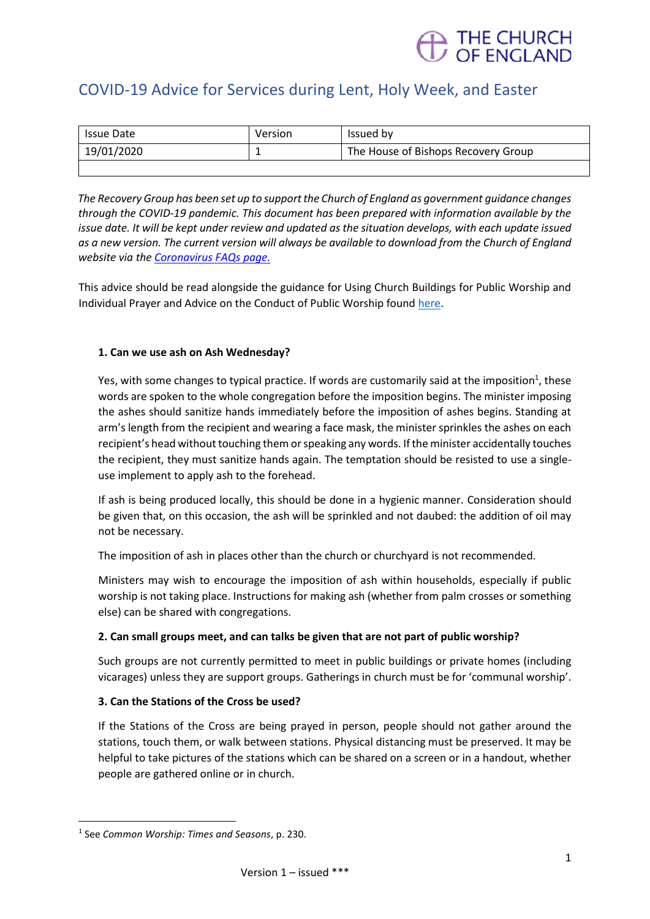THE CHURCH OF ENGLAND

# COVID-19 Advice for Services during Lent, Holy Week, and Easter

| Issue Date | Version | Issued by |
|---|---|---|
| 19/01/2020 | 1 | The House of Bishops Recovery Group |
| | | |

*The Recovery Group has been set up to support the Church of England as government guidance changes through the COVID-19 pandemic. This document has been prepared with information available by the issue date. It will be kept under review and updated as the situation develops, with each update issued as a new version. The current version will always be available to download from the Church of England website via the Coronavirus FAQs page.*

This advice should be read alongside the guidance for Using Church Buildings for Public Worship and Individual Prayer and Advice on the Conduct of Public Worship found here.

**1. Can we use ash on Ash Wednesday?**

Yes, with some changes to typical practice. If words are customarily said at the imposition[1], these words are spoken to the whole congregation before the imposition begins. The minister imposing the ashes should sanitize hands immediately before the imposition of ashes begins. Standing at arm's length from the recipient and wearing a face mask, the minister sprinkles the ashes on each recipient's head without touching them or speaking any words. If the minister accidentally touches the recipient, they must sanitize hands again. The temptation should be resisted to use a single-use implement to apply ash to the forehead.

If ash is being produced locally, this should be done in a hygienic manner. Consideration should be given that, on this occasion, the ash will be sprinkled and not daubed: the addition of oil may not be necessary.

The imposition of ash in places other than the church or churchyard is not recommended.

Ministers may wish to encourage the imposition of ash within households, especially if public worship is not taking place. Instructions for making ash (whether from palm crosses or something else) can be shared with congregations.

**2. Can small groups meet, and can talks be given that are not part of public worship?**

Such groups are not currently permitted to meet in public buildings or private homes (including vicarages) unless they are support groups. Gatherings in church must be for 'communal worship'.

**3. Can the Stations of the Cross be used?**

If the Stations of the Cross are being prayed in person, people should not gather around the stations, touch them, or walk between stations. Physical distancing must be preserved. It may be helpful to take pictures of the stations which can be shared on a screen or in a handout, whether people are gathered online or in church.

[1] See *Common Worship: Times and Seasons*, p. 230.

Version 1 – issued ***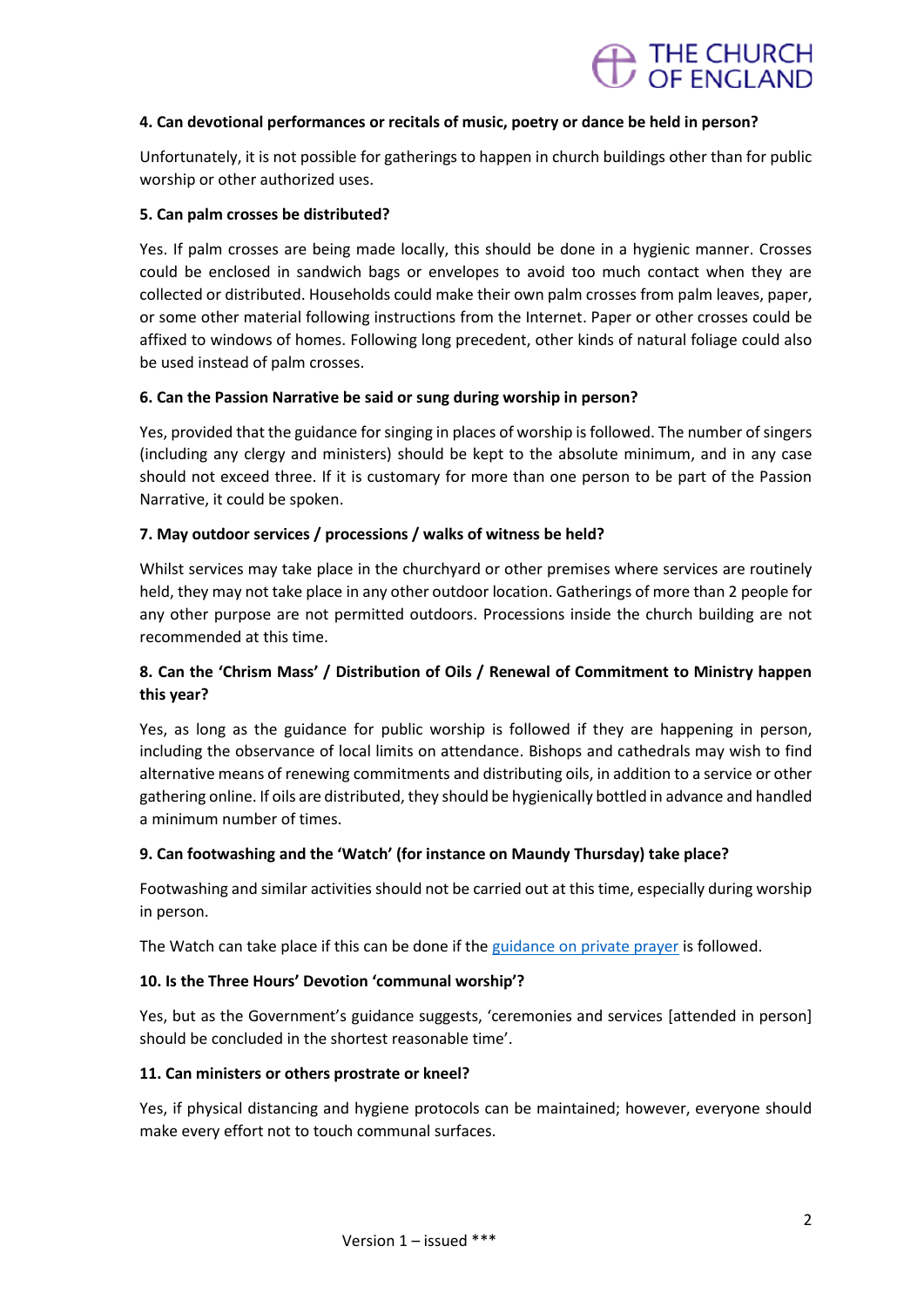**4. Can devotional performances or recitals of music, poetry or dance be held in person?**

Unfortunately, it is not possible for gatherings to happen in church buildings other than for public worship or other authorized uses.

**5. Can palm crosses be distributed?**

Yes. If palm crosses are being made locally, this should be done in a hygienic manner. Crosses could be enclosed in sandwich bags or envelopes to avoid too much contact when they are collected or distributed. Households could make their own palm crosses from palm leaves, paper, or some other material following instructions from the Internet. Paper or other crosses could be affixed to windows of homes. Following long precedent, other kinds of natural foliage could also be used instead of palm crosses.

**6. Can the Passion Narrative be said or sung during worship in person?**

Yes, provided that the guidance for singing in places of worship is followed. The number of singers (including any clergy and ministers) should be kept to the absolute minimum, and in any case should not exceed three. If it is customary for more than one person to be part of the Passion Narrative, it could be spoken.

**7. May outdoor services / processions / walks of witness be held?**

Whilst services may take place in the churchyard or other premises where services are routinely held, they may not take place in any other outdoor location. Gatherings of more than 2 people for any other purpose are not permitted outdoors. Processions inside the church building are not recommended at this time.

**8. Can the 'Chrism Mass' / Distribution of Oils / Renewal of Commitment to Ministry happen this year?**

Yes, as long as the guidance for public worship is followed if they are happening in person, including the observance of local limits on attendance. Bishops and cathedrals may wish to find alternative means of renewing commitments and distributing oils, in addition to a service or other gathering online. If oils are distributed, they should be hygienically bottled in advance and handled a minimum number of times.

**9. Can footwashing and the 'Watch' (for instance on Maundy Thursday) take place?**

Footwashing and similar activities should not be carried out at this time, especially during worship in person.

The Watch can take place if this can be done if the guidance on private prayer is followed.

**10. Is the Three Hours' Devotion 'communal worship'?**

Yes, but as the Government's guidance suggests, 'ceremonies and services [attended in person] should be concluded in the shortest reasonable time'.

**11. Can ministers or others prostrate or kneel?**

Yes, if physical distancing and hygiene protocols can be maintained; however, everyone should make every effort not to touch communal surfaces.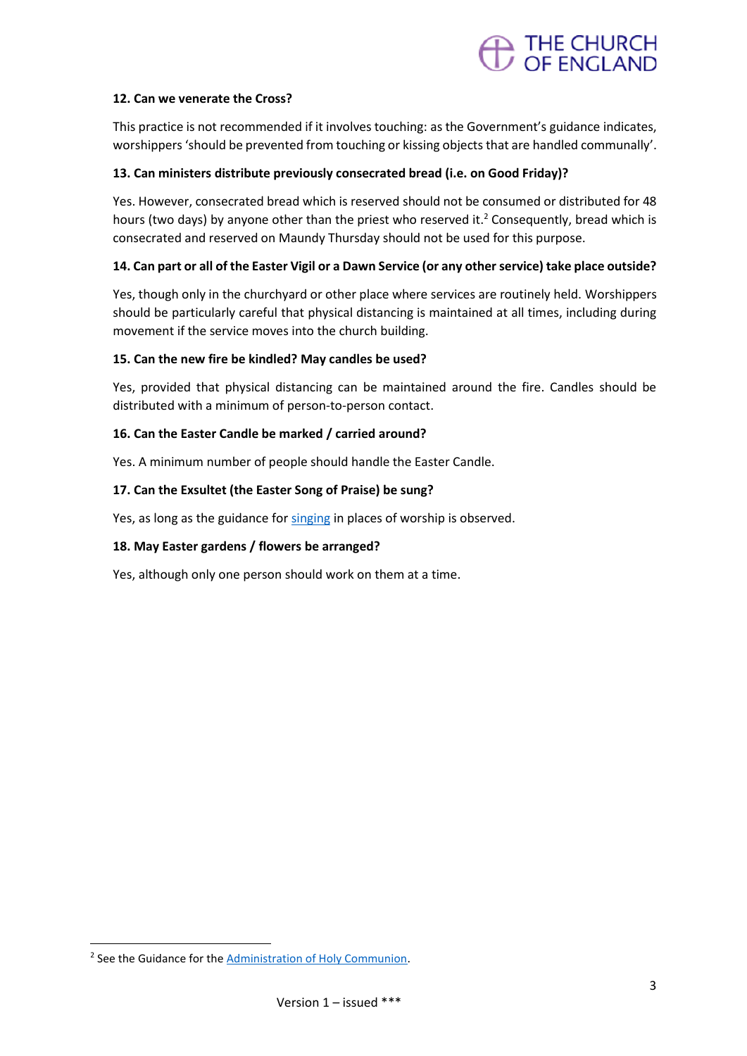**12. Can we venerate the Cross?**

This practice is not recommended if it involves touching: as the Government's guidance indicates, worshippers 'should be prevented from touching or kissing objects that are handled communally'.

**13. Can ministers distribute previously consecrated bread (i.e. on Good Friday)?**

Yes. However, consecrated bread which is reserved should not be consumed or distributed for 48 hours (two days) by anyone other than the priest who reserved it.[2] Consequently, bread which is consecrated and reserved on Maundy Thursday should not be used for this purpose.

**14. Can part or all of the Easter Vigil or a Dawn Service (or any other service) take place outside?**

Yes, though only in the churchyard or other place where services are routinely held. Worshippers should be particularly careful that physical distancing is maintained at all times, including during movement if the service moves into the church building.

**15. Can the new fire be kindled? May candles be used?**

Yes, provided that physical distancing can be maintained around the fire. Candles should be distributed with a minimum of person-to-person contact.

**16. Can the Easter Candle be marked / carried around?**

Yes. A minimum number of people should handle the Easter Candle.

**17. Can the Exsultet (the Easter Song of Praise) be sung?**

Yes, as long as the guidance for singing in places of worship is observed.

**18. May Easter gardens / flowers be arranged?**

Yes, although only one person should work on them at a time.

---

[2] See the Guidance for the Administration of Holy Communion.

Version 1 – issued ***